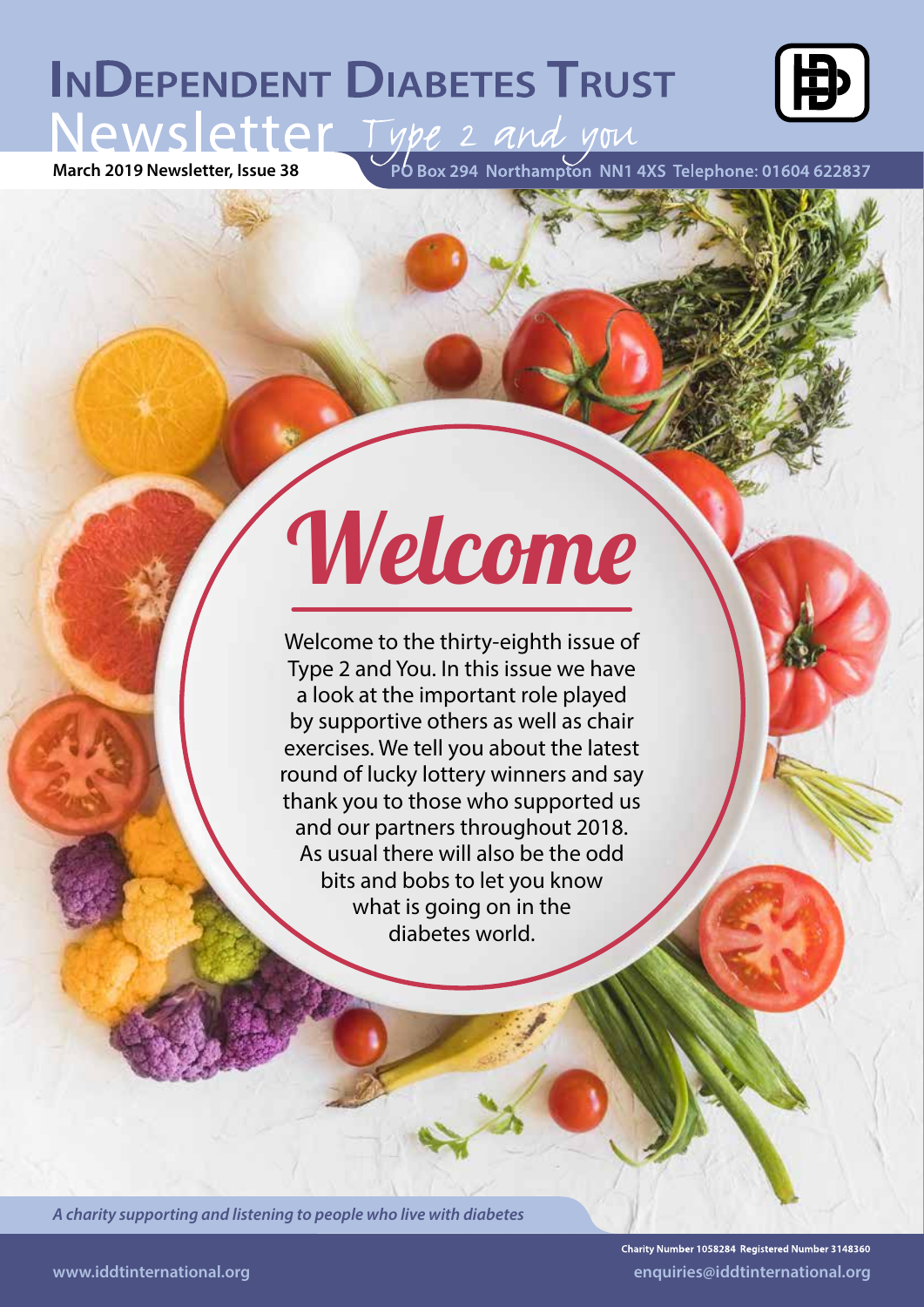# InDependent Diabetes Trust

## Newsletter *Type 2 and you*

**March 2019 Newsletter, Issue 38**

**PO Box 294 Northampton NN1 4XS Telephone: 01604 622837**

# *Welcome*

Welcome to the thirty-eighth issue of Type 2 and You. In this issue we have a look at the important role played by supportive others as well as chair exercises. We tell you about the latest round of lucky lottery winners and say thank you to those who supported us and our partners throughout 2018. As usual there will also be the odd bits and bobs to let you know what is going on in the diabetes world.

***A charity supporting and listening to people who live with diabetes***

**Charity Number 1058284 Registered Number 3148360**

**www.iddtinternational.org**

**enquiries@iddtinternational.org**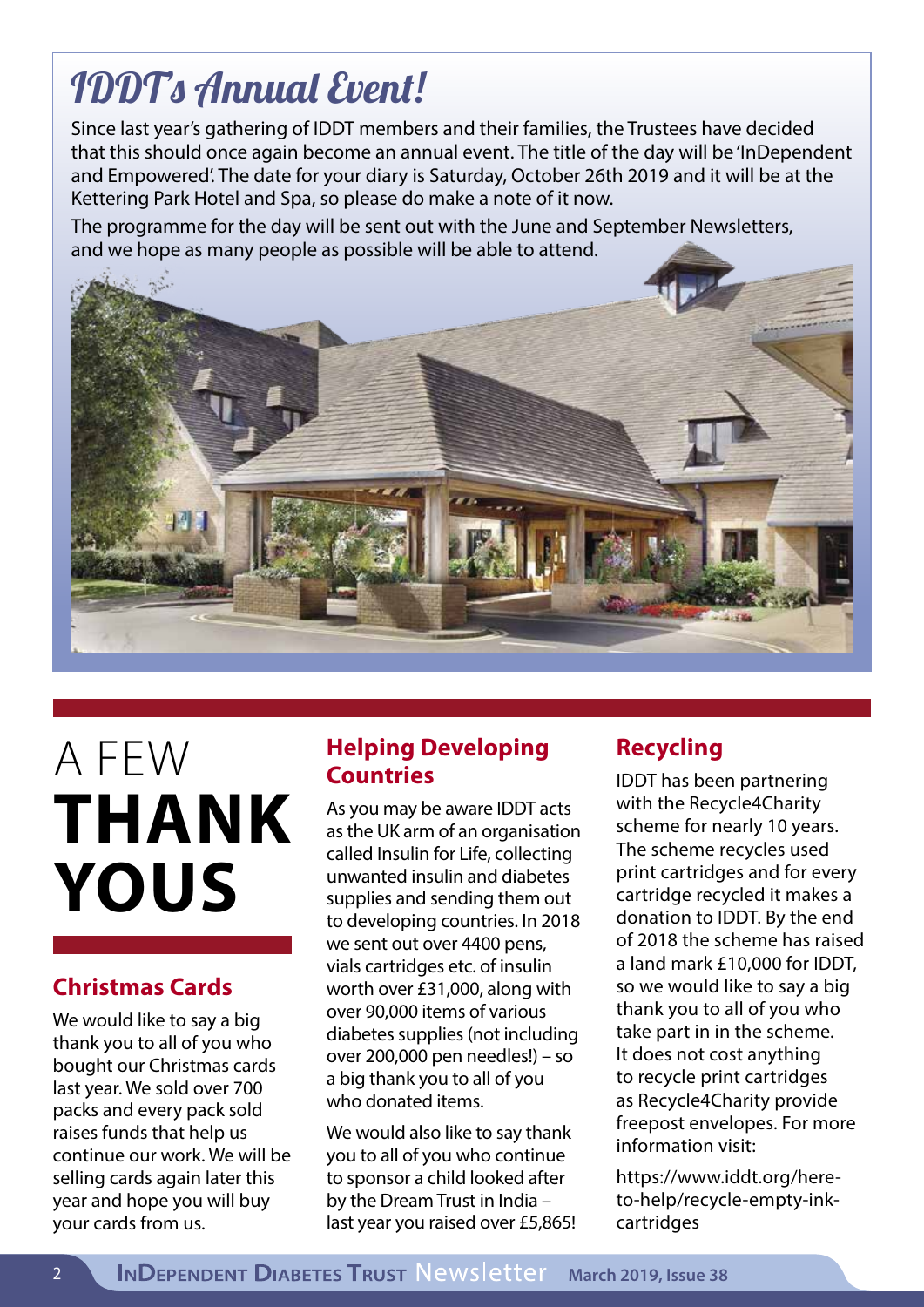# IDDT's Annual Event!

Since last year's gathering of IDDT members and their families, the Trustees have decided that this should once again become an annual event. The title of the day will be 'InDependent and Empowered'. The date for your diary is Saturday, October 26th 2019 and it will be at the Kettering Park Hotel and Spa, so please do make a note of it now.

The programme for the day will be sent out with the June and September Newsletters, and we hope as many people as possible will be able to attend.

# A FEW **THANK YOUS**

## Christmas Cards

We would like to say a big thank you to all of you who bought our Christmas cards last year. We sold over 700 packs and every pack sold raises funds that help us continue our work. We will be selling cards again later this year and hope you will buy your cards from us.

## Helping Developing Countries

As you may be aware IDDT acts as the UK arm of an organisation called Insulin for Life, collecting unwanted insulin and diabetes supplies and sending them out to developing countries. In 2018 we sent out over 4400 pens, vials cartridges etc. of insulin worth over £31,000, along with over 90,000 items of various diabetes supplies (not including over 200,000 pen needles!) – so a big thank you to all of you who donated items.

We would also like to say thank you to all of you who continue to sponsor a child looked after by the Dream Trust in India – last year you raised over £5,865!

## Recycling

IDDT has been partnering with the Recycle4Charity scheme for nearly 10 years. The scheme recycles used print cartridges and for every cartridge recycled it makes a donation to IDDT. By the end of 2018 the scheme has raised a land mark £10,000 for IDDT, so we would like to say a big thank you to all of you who take part in in the scheme. It does not cost anything to recycle print cartridges as Recycle4Charity provide freepost envelopes. For more information visit:

https://www.iddt.org/here-to-help/recycle-empty-ink-cartridges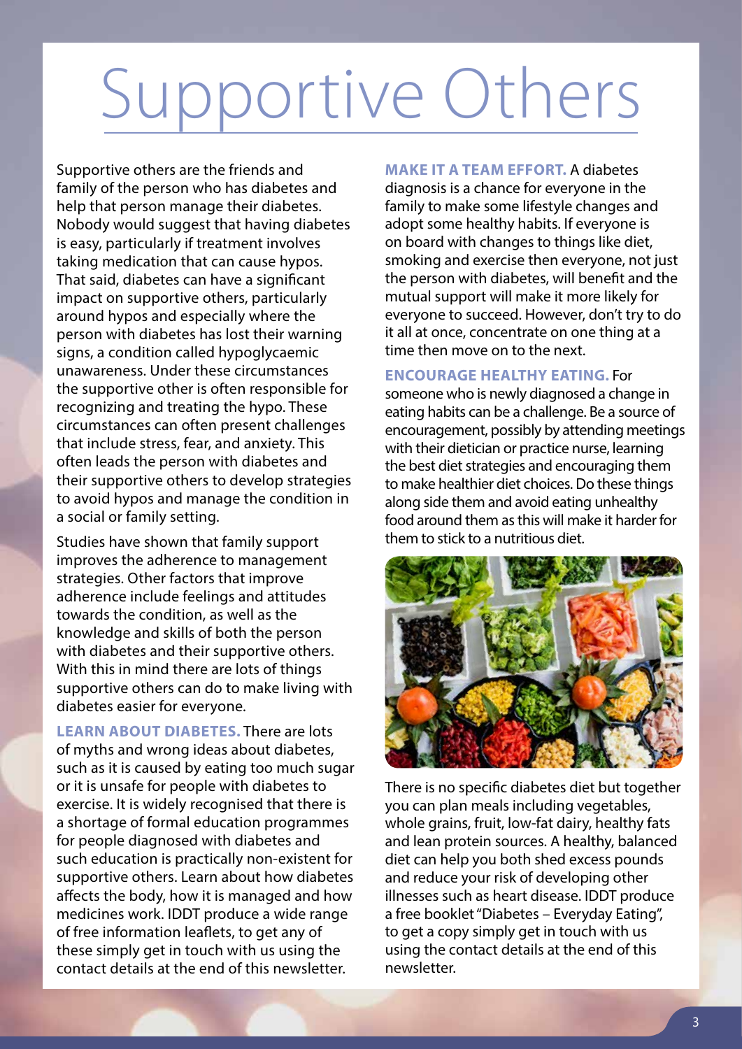# Supportive Others

Supportive others are the friends and family of the person who has diabetes and help that person manage their diabetes. Nobody would suggest that having diabetes is easy, particularly if treatment involves taking medication that can cause hypos. That said, diabetes can have a significant impact on supportive others, particularly around hypos and especially where the person with diabetes has lost their warning signs, a condition called hypoglycaemic unawareness. Under these circumstances the supportive other is often responsible for recognizing and treating the hypo. These circumstances can often present challenges that include stress, fear, and anxiety. This often leads the person with diabetes and their supportive others to develop strategies to avoid hypos and manage the condition in a social or family setting.

Studies have shown that family support improves the adherence to management strategies. Other factors that improve adherence include feelings and attitudes towards the condition, as well as the knowledge and skills of both the person with diabetes and their supportive others. With this in mind there are lots of things supportive others can do to make living with diabetes easier for everyone.

**LEARN ABOUT DIABETES.** There are lots of myths and wrong ideas about diabetes, such as it is caused by eating too much sugar or it is unsafe for people with diabetes to exercise. It is widely recognised that there is a shortage of formal education programmes for people diagnosed with diabetes and such education is practically non-existent for supportive others. Learn about how diabetes affects the body, how it is managed and how medicines work. IDDT produce a wide range of free information leaflets, to get any of these simply get in touch with us using the contact details at the end of this newsletter.

**MAKE IT A TEAM EFFORT.** A diabetes diagnosis is a chance for everyone in the family to make some lifestyle changes and adopt some healthy habits. If everyone is on board with changes to things like diet, smoking and exercise then everyone, not just the person with diabetes, will benefit and the mutual support will make it more likely for everyone to succeed. However, don't try to do it all at once, concentrate on one thing at a time then move on to the next.

**ENCOURAGE HEALTHY EATING.** For someone who is newly diagnosed a change in eating habits can be a challenge. Be a source of encouragement, possibly by attending meetings with their dietician or practice nurse, learning the best diet strategies and encouraging them to make healthier diet choices. Do these things along side them and avoid eating unhealthy food around them as this will make it harder for them to stick to a nutritious diet.

There is no specific diabetes diet but together you can plan meals including vegetables, whole grains, fruit, low-fat dairy, healthy fats and lean protein sources. A healthy, balanced diet can help you both shed excess pounds and reduce your risk of developing other illnesses such as heart disease. IDDT produce a free booklet "Diabetes – Everyday Eating", to get a copy simply get in touch with us using the contact details at the end of this newsletter.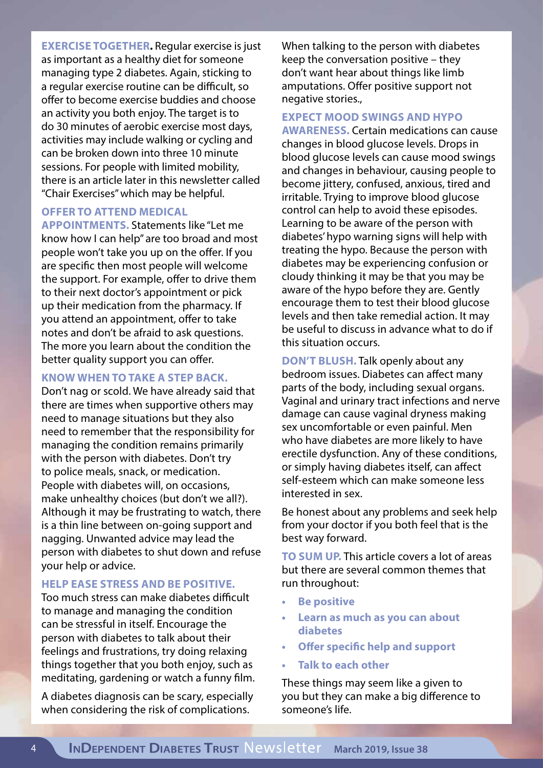**EXERCISE TOGETHER.** Regular exercise is just as important as a healthy diet for someone managing type 2 diabetes. Again, sticking to a regular exercise routine can be difficult, so offer to become exercise buddies and choose an activity you both enjoy. The target is to do 30 minutes of aerobic exercise most days, activities may include walking or cycling and can be broken down into three 10 minute sessions. For people with limited mobility, there is an article later in this newsletter called "Chair Exercises" which may be helpful.

**OFFER TO ATTEND MEDICAL APPOINTMENTS.** Statements like "Let me know how I can help" are too broad and most people won't take you up on the offer. If you are specific then most people will welcome the support. For example, offer to drive them to their next doctor's appointment or pick up their medication from the pharmacy. If you attend an appointment, offer to take notes and don't be afraid to ask questions. The more you learn about the condition the better quality support you can offer.

**KNOW WHEN TO TAKE A STEP BACK.** Don't nag or scold. We have already said that there are times when supportive others may need to manage situations but they also need to remember that the responsibility for managing the condition remains primarily with the person with diabetes. Don't try to police meals, snack, or medication. People with diabetes will, on occasions, make unhealthy choices (but don't we all?). Although it may be frustrating to watch, there is a thin line between on-going support and nagging. Unwanted advice may lead the person with diabetes to shut down and refuse your help or advice.

**HELP EASE STRESS AND BE POSITIVE.** Too much stress can make diabetes difficult to manage and managing the condition can be stressful in itself. Encourage the person with diabetes to talk about their feelings and frustrations, try doing relaxing things together that you both enjoy, such as meditating, gardening or watch a funny film.

A diabetes diagnosis can be scary, especially when considering the risk of complications. When talking to the person with diabetes keep the conversation positive – they don't want hear about things like limb amputations. Offer positive support not negative stories.,

**EXPECT MOOD SWINGS AND HYPO AWARENESS.** Certain medications can cause changes in blood glucose levels. Drops in blood glucose levels can cause mood swings and changes in behaviour, causing people to become jittery, confused, anxious, tired and irritable. Trying to improve blood glucose control can help to avoid these episodes. Learning to be aware of the person with diabetes' hypo warning signs will help with treating the hypo. Because the person with diabetes may be experiencing confusion or cloudy thinking it may be that you may be aware of the hypo before they are. Gently encourage them to test their blood glucose levels and then take remedial action. It may be useful to discuss in advance what to do if this situation occurs.

**DON'T BLUSH.** Talk openly about any bedroom issues. Diabetes can affect many parts of the body, including sexual organs. Vaginal and urinary tract infections and nerve damage can cause vaginal dryness making sex uncomfortable or even painful. Men who have diabetes are more likely to have erectile dysfunction. Any of these conditions, or simply having diabetes itself, can affect self-esteem which can make someone less interested in sex.

Be honest about any problems and seek help from your doctor if you both feel that is the best way forward.

**TO SUM UP.** This article covers a lot of areas but there are several common themes that run throughout:

- **Be positive**
- **Learn as much as you can about diabetes**
- **Offer specific help and support**
- **Talk to each other**

These things may seem like a given to you but they can make a big difference to someone's life.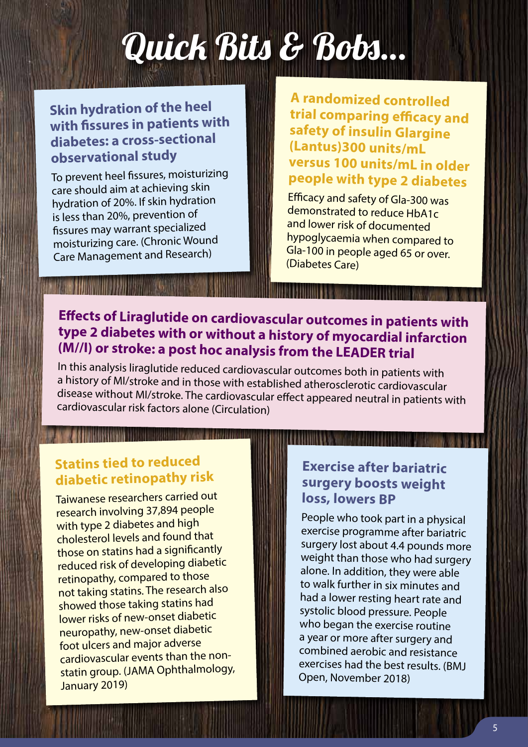# Quick Bits & Bobs...

## Skin hydration of the heel with fissures in patients with diabetes: a cross-sectional observational study

To prevent heel fissures, moisturizing care should aim at achieving skin hydration of 20%. If skin hydration is less than 20%, prevention of fissures may warrant specialized moisturizing care. (Chronic Wound Care Management and Research)

## A randomized controlled trial comparing efficacy and safety of insulin Glargine (Lantus)300 units/mL versus 100 units/mL in older people with type 2 diabetes

Efficacy and safety of Gla-300 was demonstrated to reduce HbA1c and lower risk of documented hypoglycaemia when compared to Gla-100 in people aged 65 or over. (Diabetes Care)

## Effects of Liraglutide on cardiovascular outcomes in patients with type 2 diabetes with or without a history of myocardial infarction (M//I) or stroke: a post hoc analysis from the LEADER trial

In this analysis liraglutide reduced cardiovascular outcomes both in patients with a history of MI/stroke and in those with established atherosclerotic cardiovascular disease without MI/stroke. The cardiovascular effect appeared neutral in patients with cardiovascular risk factors alone (Circulation)

## Statins tied to reduced diabetic retinopathy risk

Taiwanese researchers carried out research involving 37,894 people with type 2 diabetes and high cholesterol levels and found that those on statins had a significantly reduced risk of developing diabetic retinopathy, compared to those not taking statins. The research also showed those taking statins had lower risks of new-onset diabetic neuropathy, new-onset diabetic foot ulcers and major adverse cardiovascular events than the non-statin group. (JAMA Ophthalmology, January 2019)

## Exercise after bariatric surgery boosts weight loss, lowers BP

People who took part in a physical exercise programme after bariatric surgery lost about 4.4 pounds more weight than those who had surgery alone. In addition, they were able to walk further in six minutes and had a lower resting heart rate and systolic blood pressure. People who began the exercise routine a year or more after surgery and combined aerobic and resistance exercises had the best results. (BMJ Open, November 2018)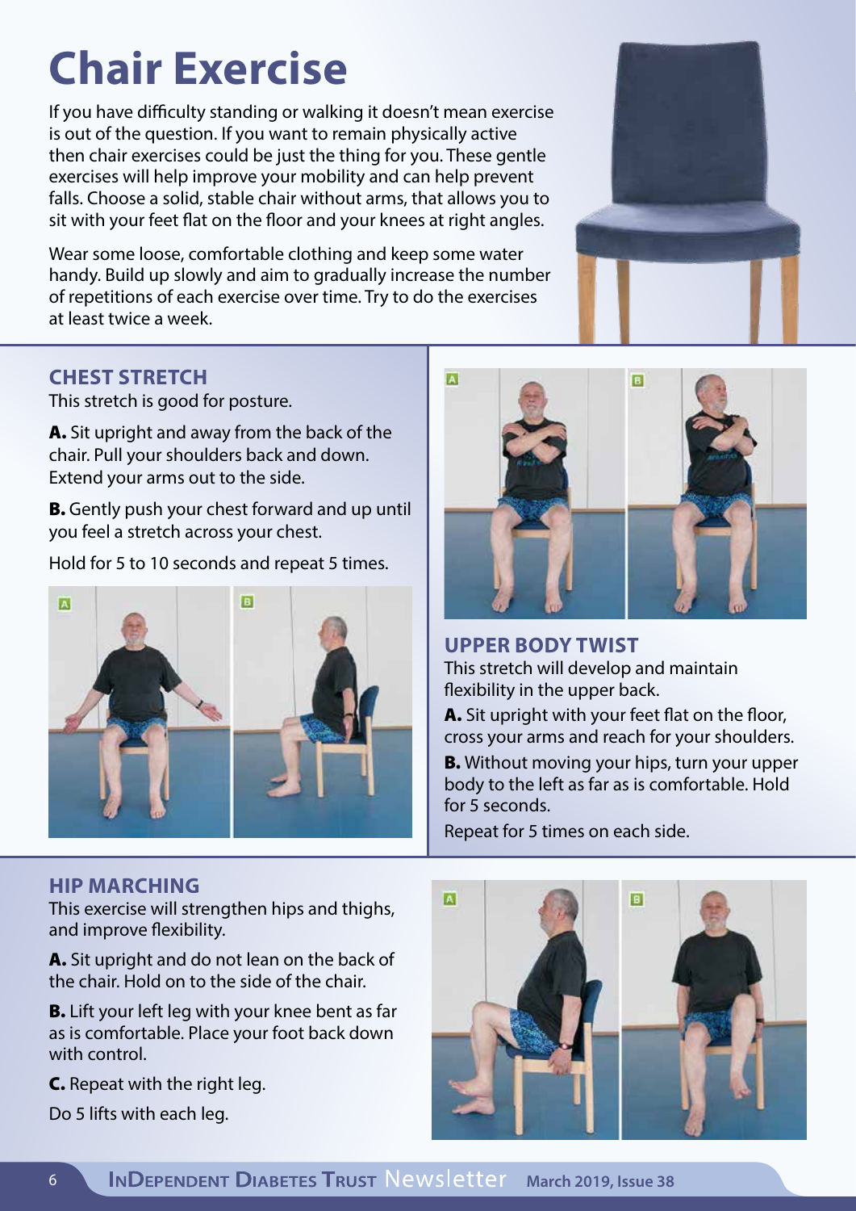# Chair Exercise

If you have difficulty standing or walking it doesn't mean exercise is out of the question. If you want to remain physically active then chair exercises could be just the thing for you. These gentle exercises will help improve your mobility and can help prevent falls. Choose a solid, stable chair without arms, that allows you to sit with your feet flat on the floor and your knees at right angles.

Wear some loose, comfortable clothing and keep some water handy. Build up slowly and aim to gradually increase the number of repetitions of each exercise over time. Try to do the exercises at least twice a week.

## CHEST STRETCH

This stretch is good for posture.

**A.** Sit upright and away from the back of the chair. Pull your shoulders back and down. Extend your arms out to the side.

**B.** Gently push your chest forward and up until you feel a stretch across your chest.

Hold for 5 to 10 seconds and repeat 5 times.

## UPPER BODY TWIST

This stretch will develop and maintain flexibility in the upper back.

**A.** Sit upright with your feet flat on the floor, cross your arms and reach for your shoulders.

**B.** Without moving your hips, turn your upper body to the left as far as is comfortable. Hold for 5 seconds.

Repeat for 5 times on each side.

## HIP MARCHING

This exercise will strengthen hips and thighs, and improve flexibility.

**A.** Sit upright and do not lean on the back of the chair. Hold on to the side of the chair.

**B.** Lift your left leg with your knee bent as far as is comfortable. Place your foot back down with control.

**C.** Repeat with the right leg.

Do 5 lifts with each leg.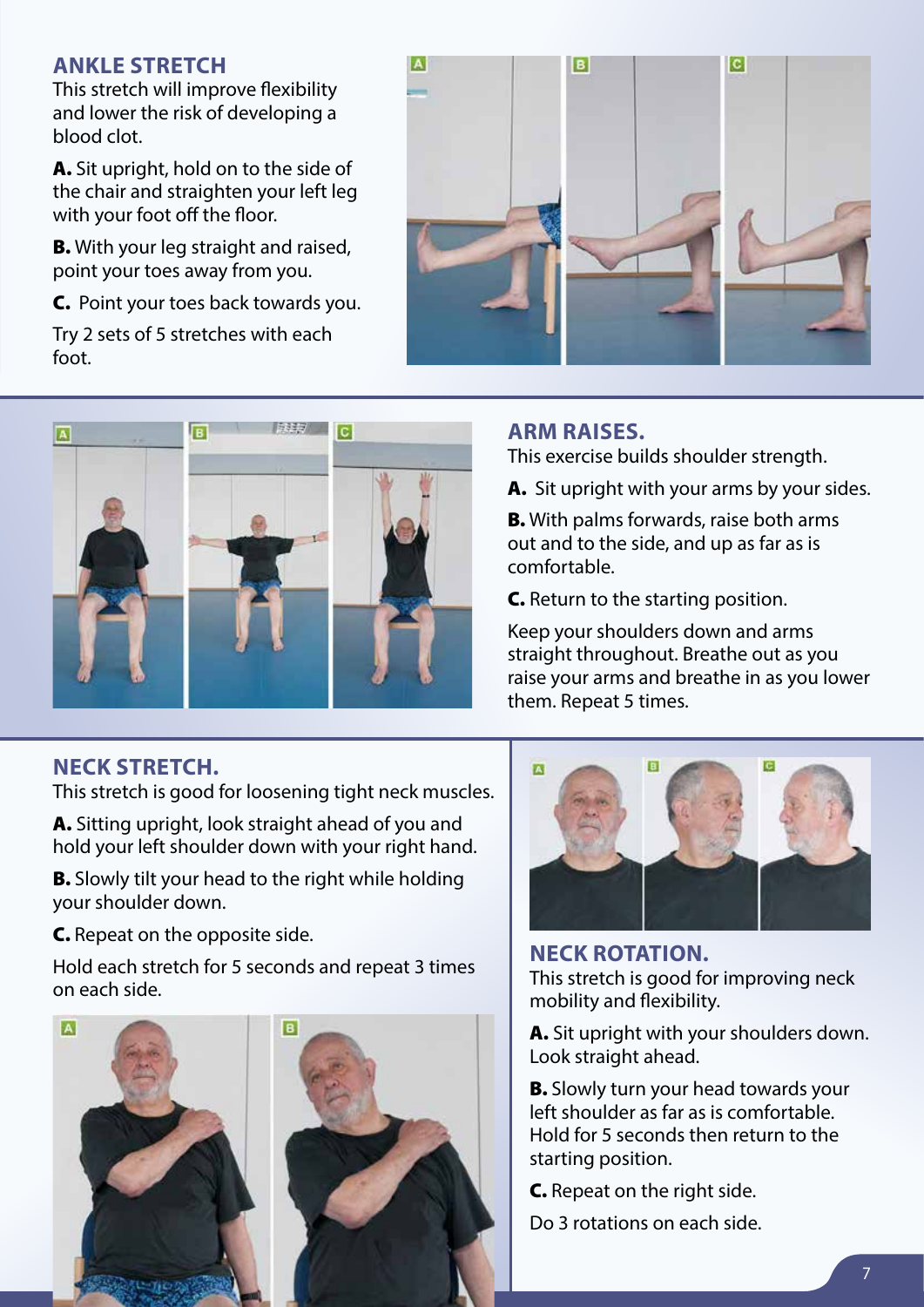## ANKLE STRETCH

This stretch will improve flexibility and lower the risk of developing a blood clot.

**A.** Sit upright, hold on to the side of the chair and straighten your left leg with your foot off the floor.

**B.** With your leg straight and raised, point your toes away from you.

**C.** Point your toes back towards you.

Try 2 sets of 5 stretches with each foot.

## ARM RAISES.

This exercise builds shoulder strength.

**A.** Sit upright with your arms by your sides.

**B.** With palms forwards, raise both arms out and to the side, and up as far as is comfortable.

**C.** Return to the starting position.

Keep your shoulders down and arms straight throughout. Breathe out as you raise your arms and breathe in as you lower them. Repeat 5 times.

## NECK STRETCH.

This stretch is good for loosening tight neck muscles.

**A.** Sitting upright, look straight ahead of you and hold your left shoulder down with your right hand.

**B.** Slowly tilt your head to the right while holding your shoulder down.

**C.** Repeat on the opposite side.

Hold each stretch for 5 seconds and repeat 3 times on each side.

## NECK ROTATION.

This stretch is good for improving neck mobility and flexibility.

**A.** Sit upright with your shoulders down. Look straight ahead.

**B.** Slowly turn your head towards your left shoulder as far as is comfortable. Hold for 5 seconds then return to the starting position.

**C.** Repeat on the right side.

Do 3 rotations on each side.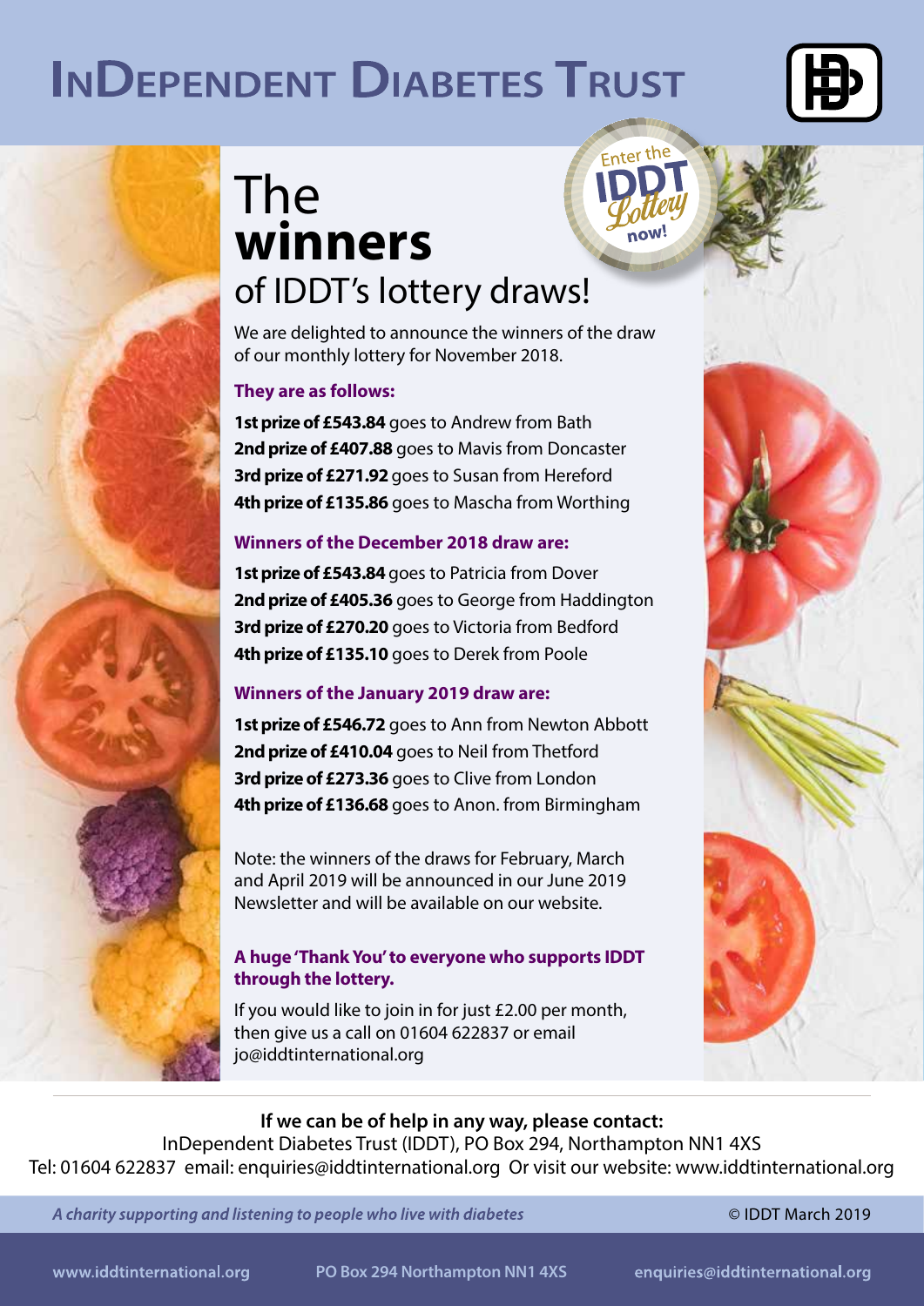# InDependent Diabetes Trust

## The **winners** of IDDT's lottery draws!

Enter the IDDT Lottery now!

We are delighted to announce the winners of the draw of our monthly lottery for November 2018.

**They are as follows:**

**1st prize of £543.84** goes to Andrew from Bath
**2nd prize of £407.88** goes to Mavis from Doncaster
**3rd prize of £271.92** goes to Susan from Hereford
**4th prize of £135.86** goes to Mascha from Worthing

**Winners of the December 2018 draw are:**

**1st prize of £543.84** goes to Patricia from Dover
**2nd prize of £405.36** goes to George from Haddington
**3rd prize of £270.20** goes to Victoria from Bedford
**4th prize of £135.10** goes to Derek from Poole

**Winners of the January 2019 draw are:**

**1st prize of £546.72** goes to Ann from Newton Abbott
**2nd prize of £410.04** goes to Neil from Thetford
**3rd prize of £273.36** goes to Clive from London
**4th prize of £136.68** goes to Anon. from Birmingham

Note: the winners of the draws for February, March and April 2019 will be announced in our June 2019 Newsletter and will be available on our website.

**A huge 'Thank You' to everyone who supports IDDT through the lottery.**

If you would like to join in for just £2.00 per month, then give us a call on 01604 622837 or email jo@iddtinternational.org

**If we can be of help in any way, please contact:**
InDependent Diabetes Trust (IDDT), PO Box 294, Northampton NN1 4XS
Tel: 01604 622837 email: enquiries@iddtinternational.org Or visit our website: www.iddtinternational.org

*A charity supporting and listening to people who live with diabetes*

© IDDT March 2019

www.iddtinternational.org PO Box 294 Northampton NN1 4XS enquiries@iddtinternational.org